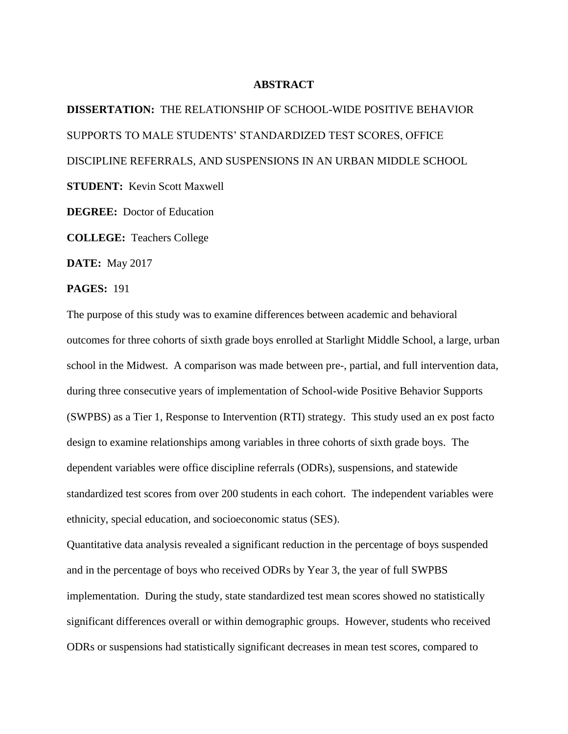# ABSTRACT

**DISSERTATION:** THE RELATIONSHIP OF SCHOOL-WIDE POSITIVE BEHAVIOR SUPPORTS TO MALE STUDENTS' STANDARDIZED TEST SCORES, OFFICE DISCIPLINE REFERRALS, AND SUSPENSIONS IN AN URBAN MIDDLE SCHOOL

**STUDENT:** Kevin Scott Maxwell

**DEGREE:** Doctor of Education

**COLLEGE:** Teachers College

**DATE:** May 2017

**PAGES:** 191

The purpose of this study was to examine differences between academic and behavioral outcomes for three cohorts of sixth grade boys enrolled at Starlight Middle School, a large, urban school in the Midwest. A comparison was made between pre-, partial, and full intervention data, during three consecutive years of implementation of School-wide Positive Behavior Supports (SWPBS) as a Tier 1, Response to Intervention (RTI) strategy. This study used an ex post facto design to examine relationships among variables in three cohorts of sixth grade boys. The dependent variables were office discipline referrals (ODRs), suspensions, and statewide standardized test scores from over 200 students in each cohort. The independent variables were ethnicity, special education, and socioeconomic status (SES).

Quantitative data analysis revealed a significant reduction in the percentage of boys suspended and in the percentage of boys who received ODRs by Year 3, the year of full SWPBS implementation. During the study, state standardized test mean scores showed no statistically significant differences overall or within demographic groups. However, students who received ODRs or suspensions had statistically significant decreases in mean test scores, compared to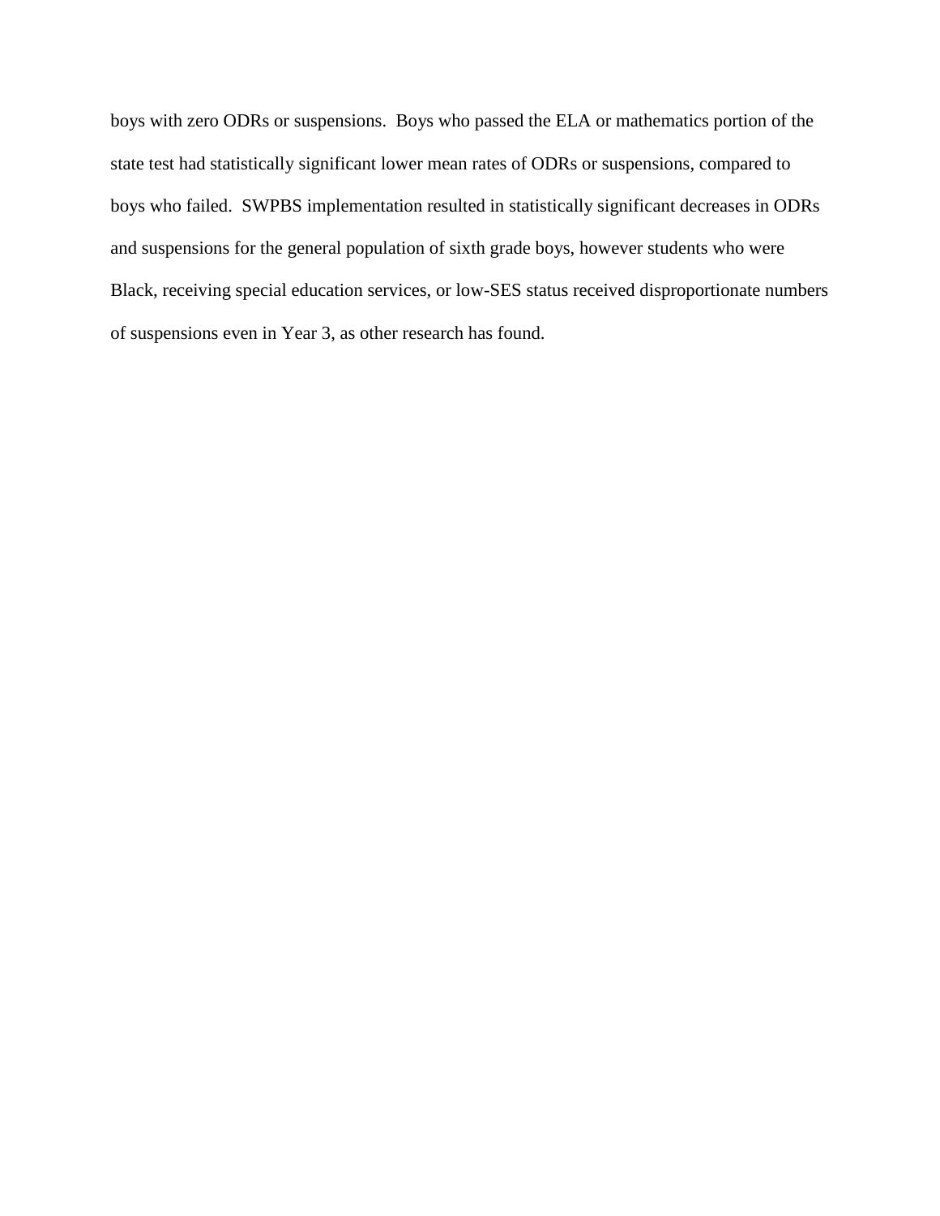boys with zero ODRs or suspensions. Boys who passed the ELA or mathematics portion of the state test had statistically significant lower mean rates of ODRs or suspensions, compared to boys who failed. SWPBS implementation resulted in statistically significant decreases in ODRs and suspensions for the general population of sixth grade boys, however students who were Black, receiving special education services, or low-SES status received disproportionate numbers of suspensions even in Year 3, as other research has found.